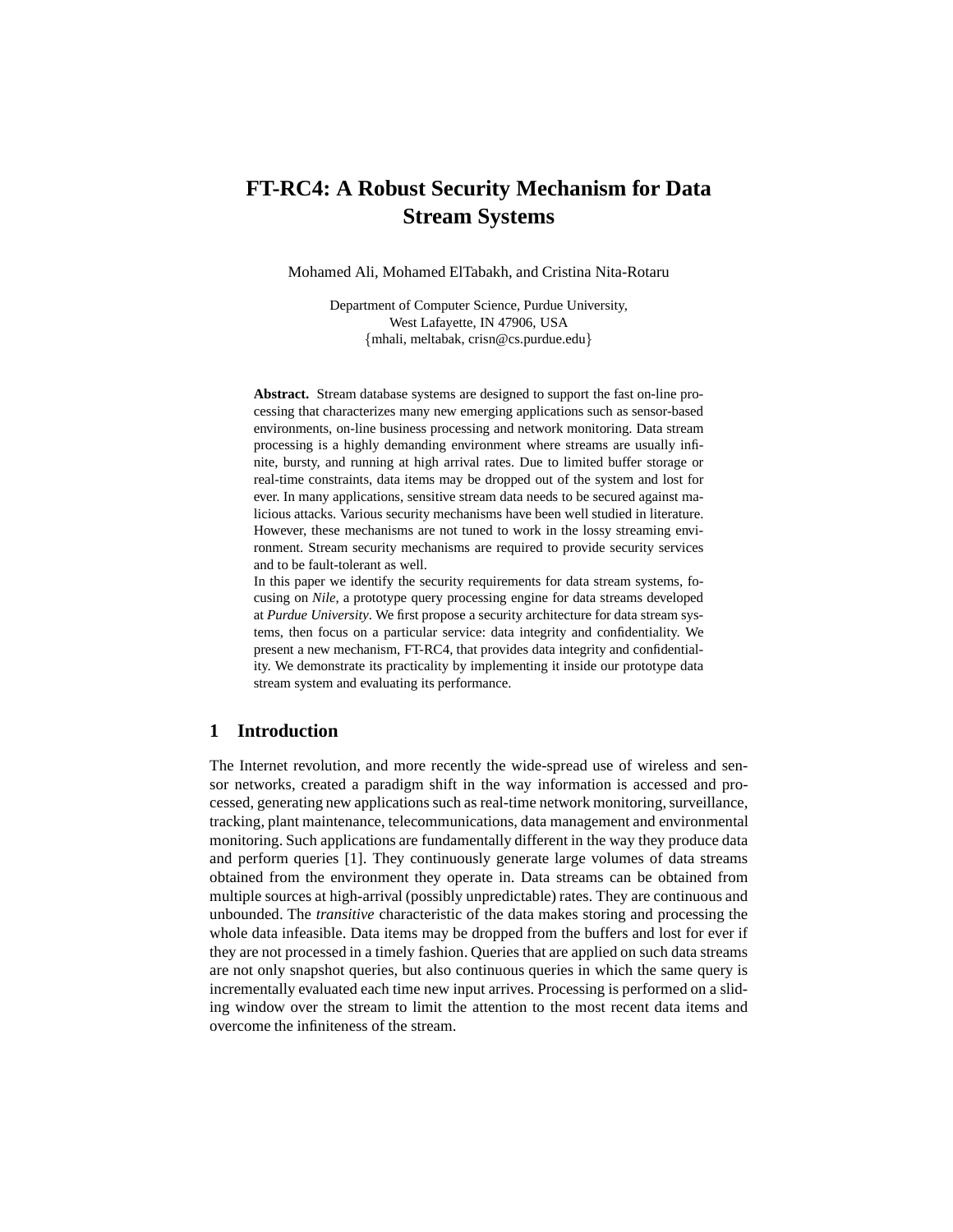# FT-RC4: A Robust Security Mechanism for Data Stream Systems

Mohamed Ali, Mohamed ElTabakh, and Cristina Nita-Rotaru

Department of Computer Science, Purdue University,
West Lafayette, IN 47906, USA
{mhali, meltabak, crisn@cs.purdue.edu}

**Abstract.** Stream database systems are designed to support the fast on-line processing that characterizes many new emerging applications such as sensor-based environments, on-line business processing and network monitoring. Data stream processing is a highly demanding environment where streams are usually infinite, bursty, and running at high arrival rates. Due to limited buffer storage or real-time constraints, data items may be dropped out of the system and lost for ever. In many applications, sensitive stream data needs to be secured against malicious attacks. Various security mechanisms have been well studied in literature. However, these mechanisms are not tuned to work in the lossy streaming environment. Stream security mechanisms are required to provide security services and to be fault-tolerant as well.
In this paper we identify the security requirements for data stream systems, focusing on *Nile*, a prototype query processing engine for data streams developed at *Purdue University*. We first propose a security architecture for data stream systems, then focus on a particular service: data integrity and confidentiality. We present a new mechanism, FT-RC4, that provides data integrity and confidentiality. We demonstrate its practicality by implementing it inside our prototype data stream system and evaluating its performance.

## 1 Introduction

The Internet revolution, and more recently the wide-spread use of wireless and sensor networks, created a paradigm shift in the way information is accessed and processed, generating new applications such as real-time network monitoring, surveillance, tracking, plant maintenance, telecommunications, data management and environmental monitoring. Such applications are fundamentally different in the way they produce data and perform queries [1]. They continuously generate large volumes of data streams obtained from the environment they operate in. Data streams can be obtained from multiple sources at high-arrival (possibly unpredictable) rates. They are continuous and unbounded. The *transitive* characteristic of the data makes storing and processing the whole data infeasible. Data items may be dropped from the buffers and lost for ever if they are not processed in a timely fashion. Queries that are applied on such data streams are not only snapshot queries, but also continuous queries in which the same query is incrementally evaluated each time new input arrives. Processing is performed on a sliding window over the stream to limit the attention to the most recent data items and overcome the infiniteness of the stream.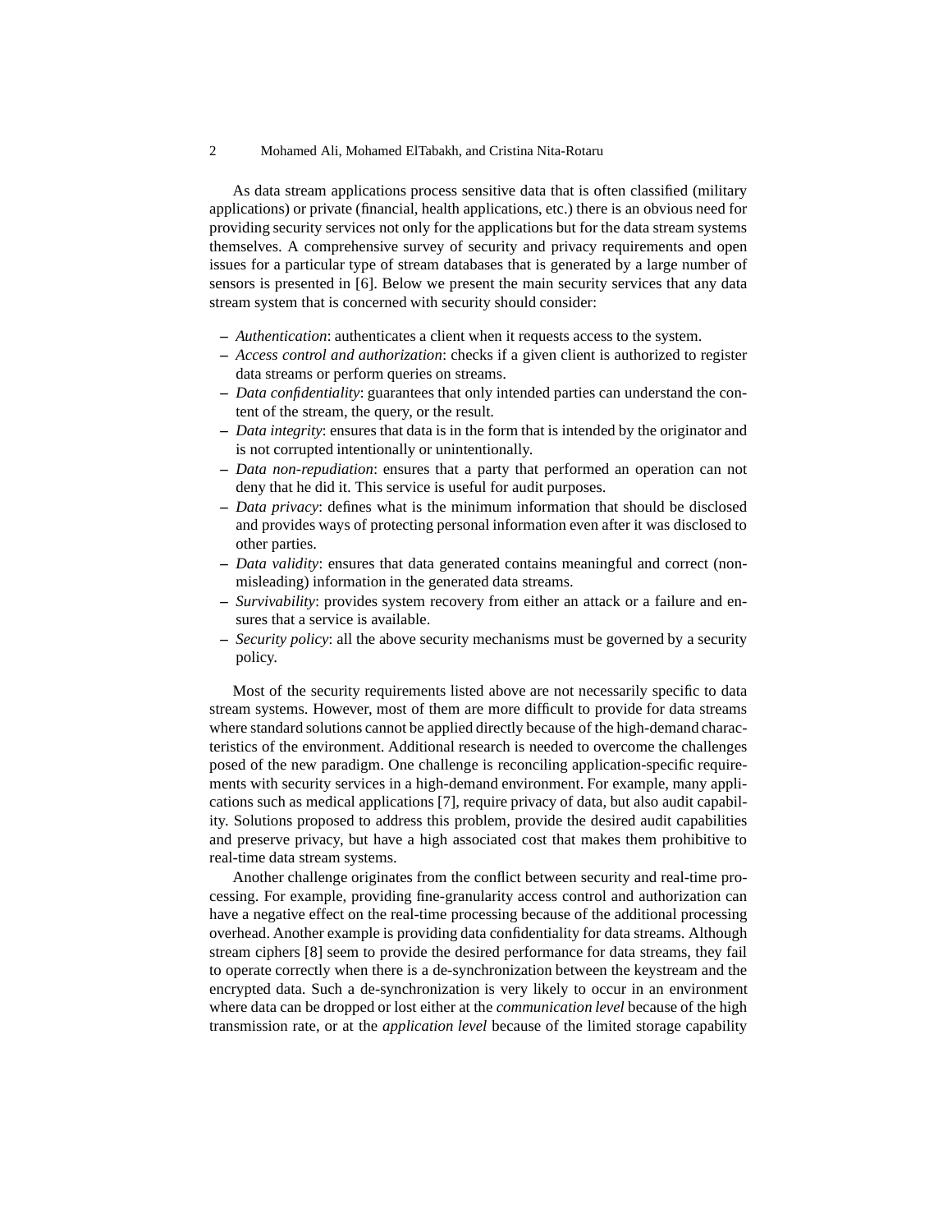As data stream applications process sensitive data that is often classified (military applications) or private (financial, health applications, etc.) there is an obvious need for providing security services not only for the applications but for the data stream systems themselves. A comprehensive survey of security and privacy requirements and open issues for a particular type of stream databases that is generated by a large number of sensors is presented in [6]. Below we present the main security services that any data stream system that is concerned with security should consider:

- *Authentication*: authenticates a client when it requests access to the system.
- *Access control and authorization*: checks if a given client is authorized to register data streams or perform queries on streams.
- *Data confidentiality*: guarantees that only intended parties can understand the content of the stream, the query, or the result.
- *Data integrity*: ensures that data is in the form that is intended by the originator and is not corrupted intentionally or unintentionally.
- *Data non-repudiation*: ensures that a party that performed an operation can not deny that he did it. This service is useful for audit purposes.
- *Data privacy*: defines what is the minimum information that should be disclosed and provides ways of protecting personal information even after it was disclosed to other parties.
- *Data validity*: ensures that data generated contains meaningful and correct (non-misleading) information in the generated data streams.
- *Survivability*: provides system recovery from either an attack or a failure and ensures that a service is available.
- *Security policy*: all the above security mechanisms must be governed by a security policy.

Most of the security requirements listed above are not necessarily specific to data stream systems. However, most of them are more difficult to provide for data streams where standard solutions cannot be applied directly because of the high-demand characteristics of the environment. Additional research is needed to overcome the challenges posed of the new paradigm. One challenge is reconciling application-specific requirements with security services in a high-demand environment. For example, many applications such as medical applications [7], require privacy of data, but also audit capability. Solutions proposed to address this problem, provide the desired audit capabilities and preserve privacy, but have a high associated cost that makes them prohibitive to real-time data stream systems.

Another challenge originates from the conflict between security and real-time processing. For example, providing fine-granularity access control and authorization can have a negative effect on the real-time processing because of the additional processing overhead. Another example is providing data confidentiality for data streams. Although stream ciphers [8] seem to provide the desired performance for data streams, they fail to operate correctly when there is a de-synchronization between the keystream and the encrypted data. Such a de-synchronization is very likely to occur in an environment where data can be dropped or lost either at the *communication level* because of the high transmission rate, or at the *application level* because of the limited storage capability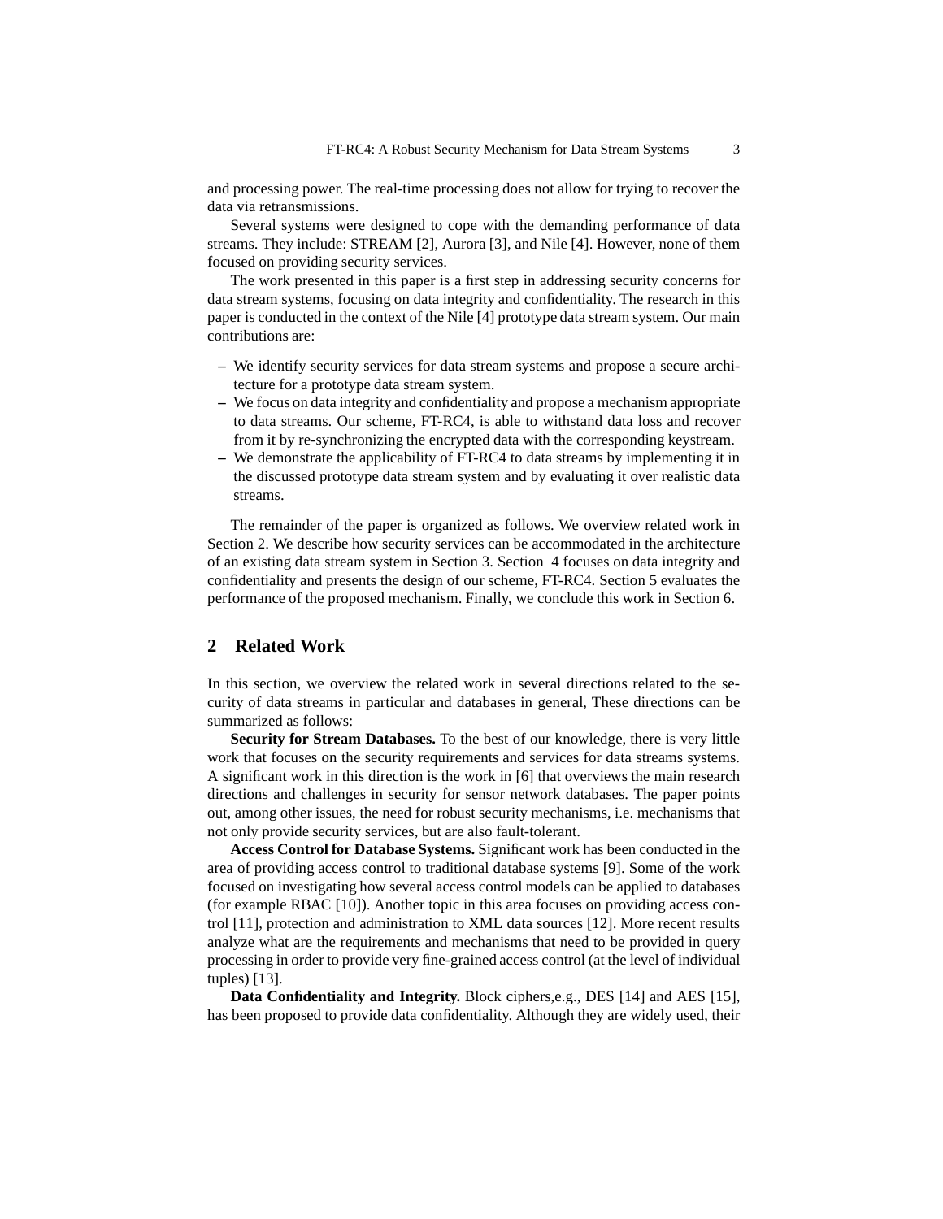and processing power. The real-time processing does not allow for trying to recover the data via retransmissions.

Several systems were designed to cope with the demanding performance of data streams. They include: STREAM [2], Aurora [3], and Nile [4]. However, none of them focused on providing security services.

The work presented in this paper is a first step in addressing security concerns for data stream systems, focusing on data integrity and confidentiality. The research in this paper is conducted in the context of the Nile [4] prototype data stream system. Our main contributions are:

- We identify security services for data stream systems and propose a secure architecture for a prototype data stream system.
- We focus on data integrity and confidentiality and propose a mechanism appropriate to data streams. Our scheme, FT-RC4, is able to withstand data loss and recover from it by re-synchronizing the encrypted data with the corresponding keystream.
- We demonstrate the applicability of FT-RC4 to data streams by implementing it in the discussed prototype data stream system and by evaluating it over realistic data streams.

The remainder of the paper is organized as follows. We overview related work in Section 2. We describe how security services can be accommodated in the architecture of an existing data stream system in Section 3. Section 4 focuses on data integrity and confidentiality and presents the design of our scheme, FT-RC4. Section 5 evaluates the performance of the proposed mechanism. Finally, we conclude this work in Section 6.

## 2 Related Work

In this section, we overview the related work in several directions related to the security of data streams in particular and databases in general, These directions can be summarized as follows:

**Security for Stream Databases.** To the best of our knowledge, there is very little work that focuses on the security requirements and services for data streams systems. A significant work in this direction is the work in [6] that overviews the main research directions and challenges in security for sensor network databases. The paper points out, among other issues, the need for robust security mechanisms, i.e. mechanisms that not only provide security services, but are also fault-tolerant.

**Access Control for Database Systems.** Significant work has been conducted in the area of providing access control to traditional database systems [9]. Some of the work focused on investigating how several access control models can be applied to databases (for example RBAC [10]). Another topic in this area focuses on providing access control [11], protection and administration to XML data sources [12]. More recent results analyze what are the requirements and mechanisms that need to be provided in query processing in order to provide very fine-grained access control (at the level of individual tuples) [13].

**Data Confidentiality and Integrity.** Block ciphers,e.g., DES [14] and AES [15], has been proposed to provide data confidentiality. Although they are widely used, their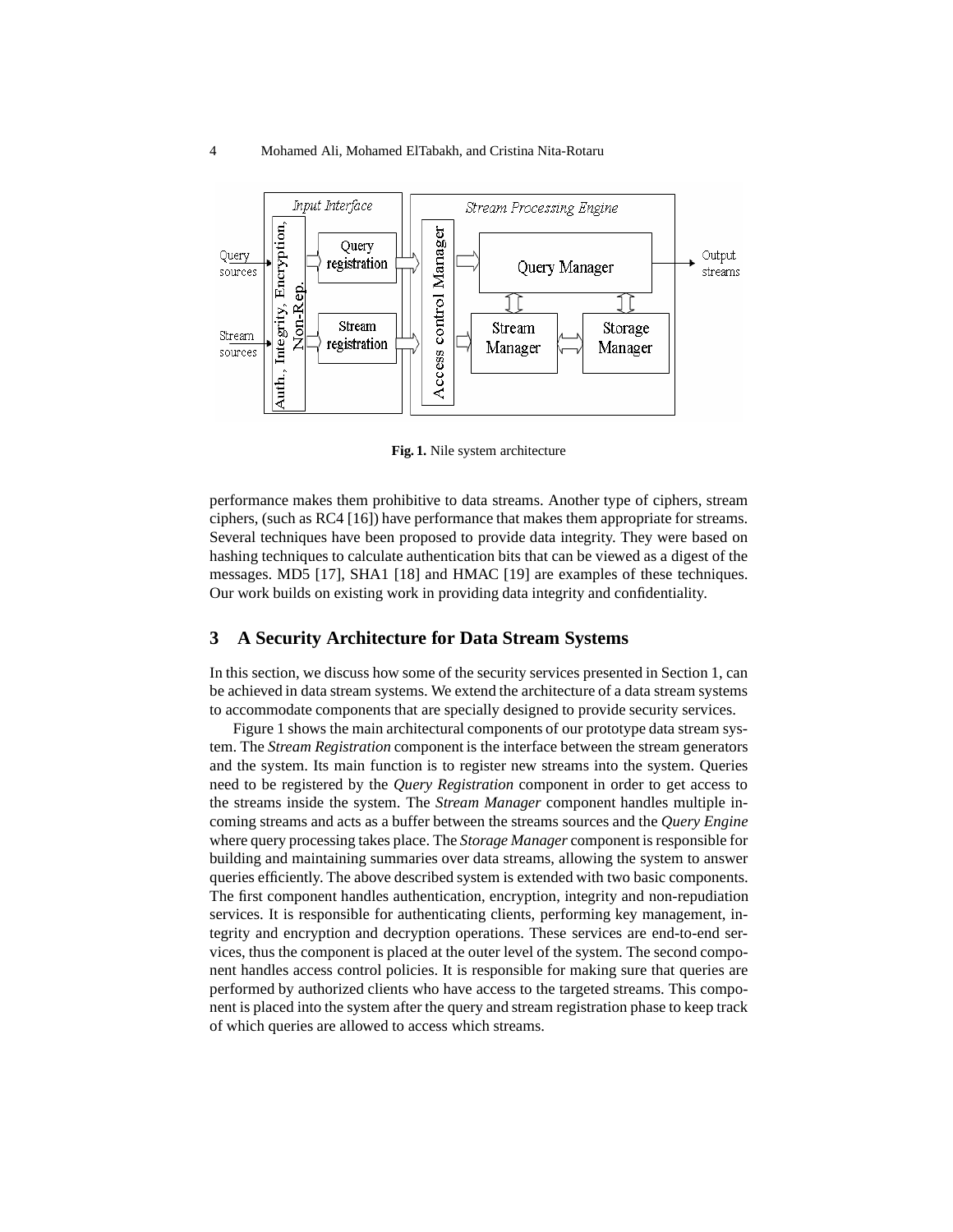Fig. 1. Nile system architecture

performance makes them prohibitive to data streams. Another type of ciphers, stream ciphers, (such as RC4 [16]) have performance that makes them appropriate for streams. Several techniques have been proposed to provide data integrity. They were based on hashing techniques to calculate authentication bits that can be viewed as a digest of the messages. MD5 [17], SHA1 [18] and HMAC [19] are examples of these techniques. Our work builds on existing work in providing data integrity and confidentiality.

## 3 A Security Architecture for Data Stream Systems

In this section, we discuss how some of the security services presented in Section 1, can be achieved in data stream systems. We extend the architecture of a data stream systems to accommodate components that are specially designed to provide security services.

Figure 1 shows the main architectural components of our prototype data stream system. The *Stream Registration* component is the interface between the stream generators and the system. Its main function is to register new streams into the system. Queries need to be registered by the *Query Registration* component in order to get access to the streams inside the system. The *Stream Manager* component handles multiple incoming streams and acts as a buffer between the streams sources and the *Query Engine* where query processing takes place. The *Storage Manager* component is responsible for building and maintaining summaries over data streams, allowing the system to answer queries efficiently. The above described system is extended with two basic components. The first component handles authentication, encryption, integrity and non-repudiation services. It is responsible for authenticating clients, performing key management, integrity and encryption and decryption operations. These services are end-to-end services, thus the component is placed at the outer level of the system. The second component handles access control policies. It is responsible for making sure that queries are performed by authorized clients who have access to the targeted streams. This component is placed into the system after the query and stream registration phase to keep track of which queries are allowed to access which streams.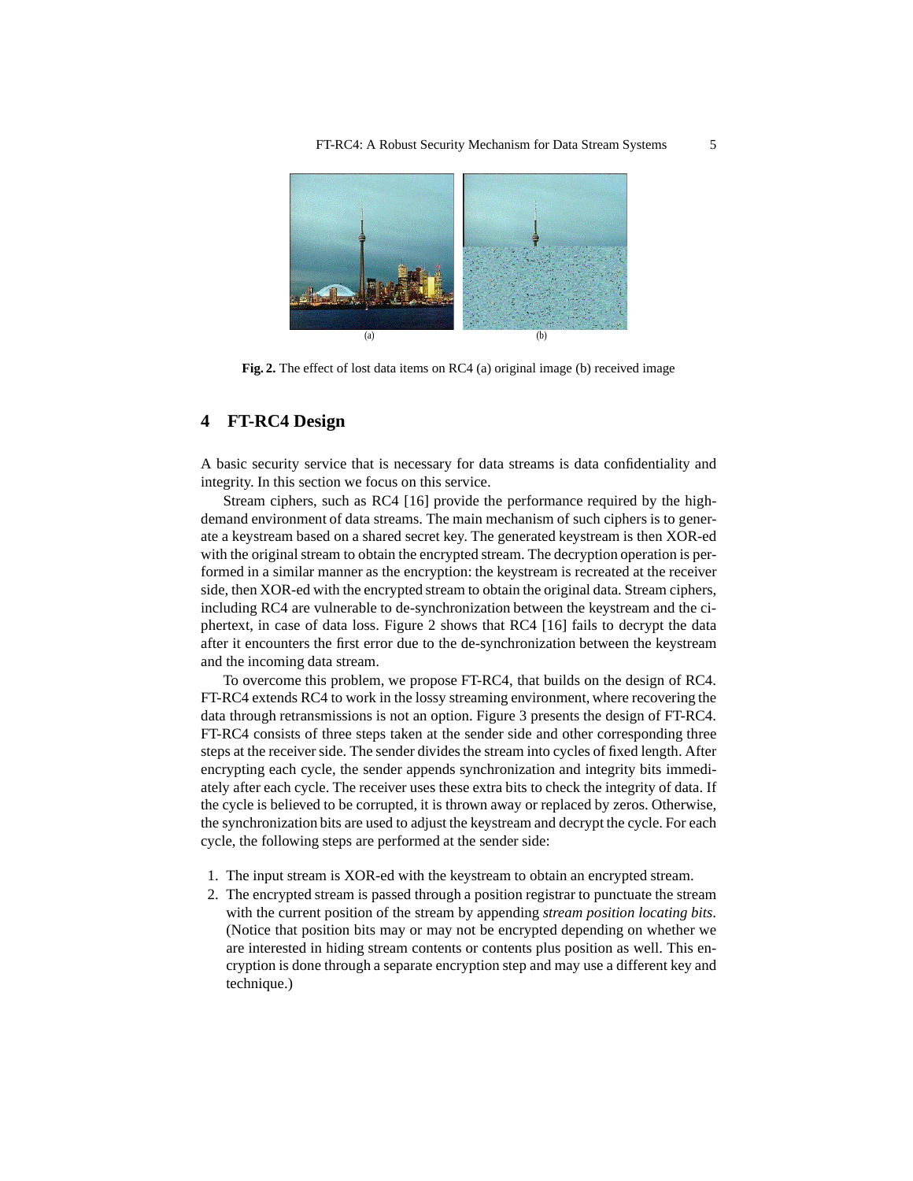Fig. 2. The effect of lost data items on RC4 (a) original image (b) received image

## 4 FT-RC4 Design

A basic security service that is necessary for data streams is data confidentiality and integrity. In this section we focus on this service.

Stream ciphers, such as RC4 [16] provide the performance required by the high-demand environment of data streams. The main mechanism of such ciphers is to generate a keystream based on a shared secret key. The generated keystream is then XOR-ed with the original stream to obtain the encrypted stream. The decryption operation is performed in a similar manner as the encryption: the keystream is recreated at the receiver side, then XOR-ed with the encrypted stream to obtain the original data. Stream ciphers, including RC4 are vulnerable to de-synchronization between the keystream and the ciphertext, in case of data loss. Figure 2 shows that RC4 [16] fails to decrypt the data after it encounters the first error due to the de-synchronization between the keystream and the incoming data stream.

To overcome this problem, we propose FT-RC4, that builds on the design of RC4. FT-RC4 extends RC4 to work in the lossy streaming environment, where recovering the data through retransmissions is not an option. Figure 3 presents the design of FT-RC4. FT-RC4 consists of three steps taken at the sender side and other corresponding three steps at the receiver side. The sender divides the stream into cycles of fixed length. After encrypting each cycle, the sender appends synchronization and integrity bits immediately after each cycle. The receiver uses these extra bits to check the integrity of data. If the cycle is believed to be corrupted, it is thrown away or replaced by zeros. Otherwise, the synchronization bits are used to adjust the keystream and decrypt the cycle. For each cycle, the following steps are performed at the sender side:

1. The input stream is XOR-ed with the keystream to obtain an encrypted stream.
2. The encrypted stream is passed through a position registrar to punctuate the stream with the current position of the stream by appending *stream position locating bits*. (Notice that position bits may or may not be encrypted depending on whether we are interested in hiding stream contents or contents plus position as well. This encryption is done through a separate encryption step and may use a different key and technique.)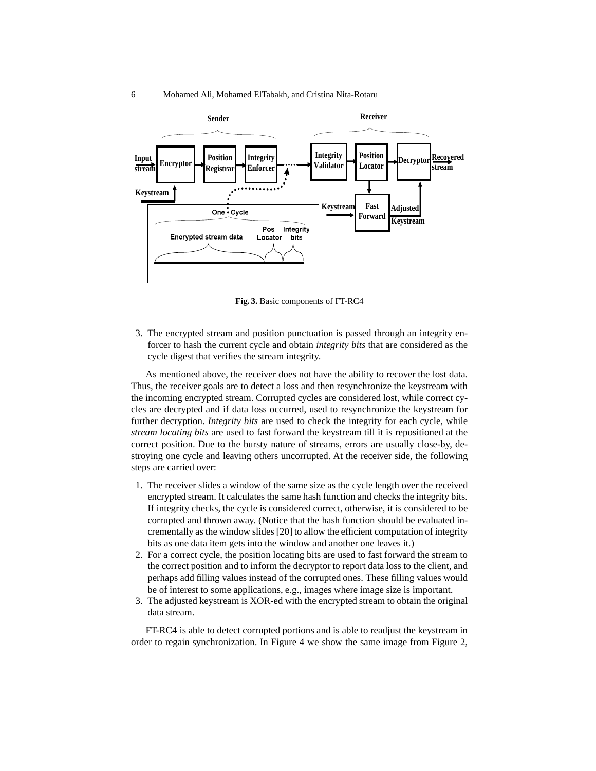**Fig. 3.** Basic components of FT-RC4

3. The encrypted stream and position punctuation is passed through an integrity enforcer to hash the current cycle and obtain *integrity bits* that are considered as the cycle digest that verifies the stream integrity.

As mentioned above, the receiver does not have the ability to recover the lost data. Thus, the receiver goals are to detect a loss and then resynchronize the keystream with the incoming encrypted stream. Corrupted cycles are considered lost, while correct cycles are decrypted and if data loss occurred, used to resynchronize the keystream for further decryption. *Integrity bits* are used to check the integrity for each cycle, while *stream locating bits* are used to fast forward the keystream till it is repositioned at the correct position. Due to the bursty nature of streams, errors are usually close-by, destroying one cycle and leaving others uncorrupted. At the receiver side, the following steps are carried over:

1. The receiver slides a window of the same size as the cycle length over the received encrypted stream. It calculates the same hash function and checks the integrity bits. If integrity checks, the cycle is considered correct, otherwise, it is considered to be corrupted and thrown away. (Notice that the hash function should be evaluated incrementally as the window slides [20] to allow the efficient computation of integrity bits as one data item gets into the window and another one leaves it.)
2. For a correct cycle, the position locating bits are used to fast forward the stream to the correct position and to inform the decryptor to report data loss to the client, and perhaps add filling values instead of the corrupted ones. These filling values would be of interest to some applications, e.g., images where image size is important.
3. The adjusted keystream is XOR-ed with the encrypted stream to obtain the original data stream.

FT-RC4 is able to detect corrupted portions and is able to readjust the keystream in order to regain synchronization. In Figure 4 we show the same image from Figure 2,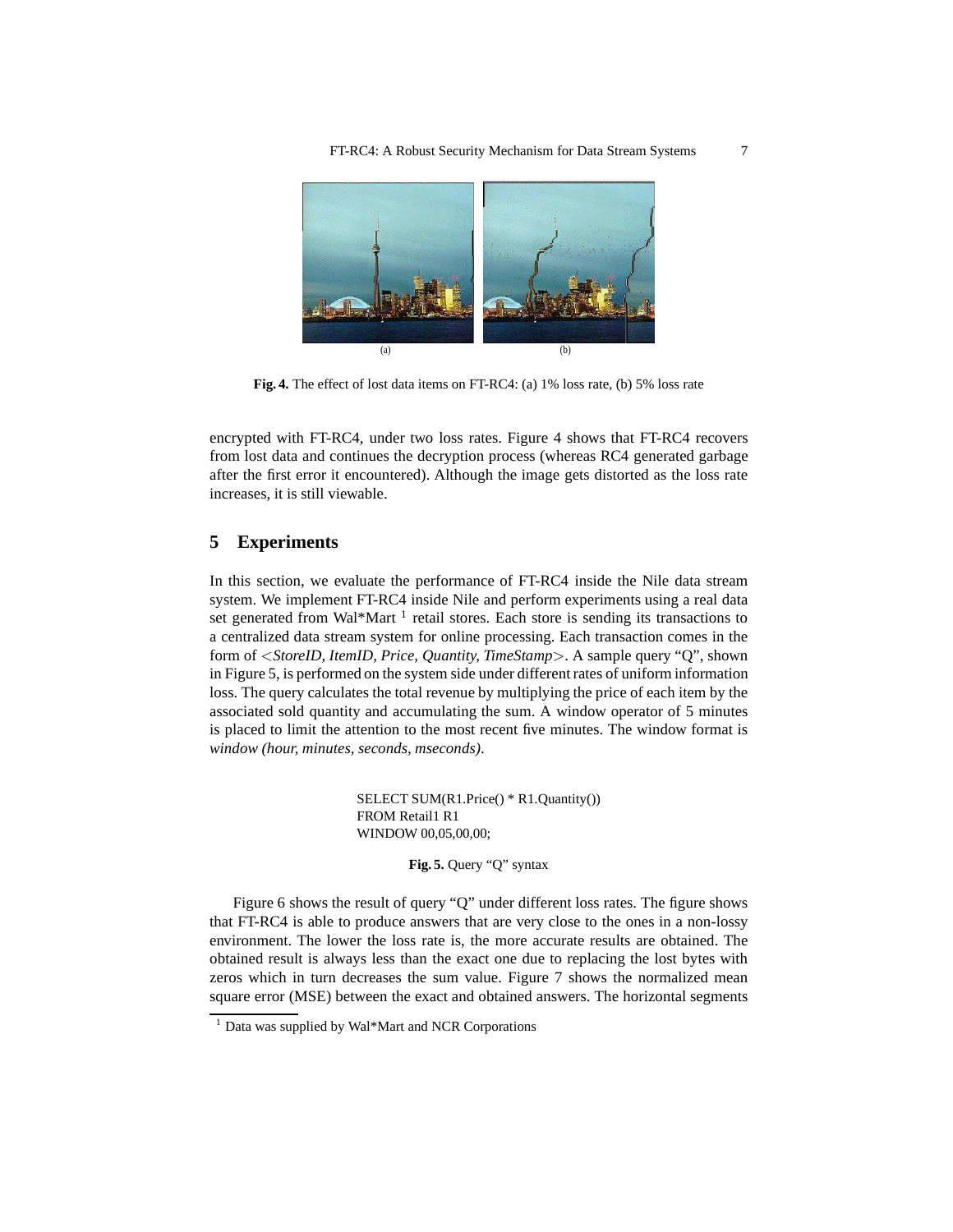(a) (b)

**Fig. 4.** The effect of lost data items on FT-RC4: (a) 1% loss rate, (b) 5% loss rate

encrypted with FT-RC4, under two loss rates. Figure 4 shows that FT-RC4 recovers from lost data and continues the decryption process (whereas RC4 generated garbage after the first error it encountered). Although the image gets distorted as the loss rate increases, it is still viewable.

## 5 Experiments

In this section, we evaluate the performance of FT-RC4 inside the Nile data stream system. We implement FT-RC4 inside Nile and perform experiments using a real data set generated from Wal*Mart [1] retail stores. Each store is sending its transactions to a centralized data stream system for online processing. Each transaction comes in the form of <*StoreID, ItemID, Price, Quantity, TimeStamp*>. A sample query "Q", shown in Figure 5, is performed on the system side under different rates of uniform information loss. The query calculates the total revenue by multiplying the price of each item by the associated sold quantity and accumulating the sum. A window operator of 5 minutes is placed to limit the attention to the most recent five minutes. The window format is *window (hour, minutes, seconds, mseconds)*.

```
SELECT SUM(R1.Price() * R1.Quantity())
FROM Retail1 R1
WINDOW 00,05,00,00;
```

**Fig. 5.** Query "Q" syntax

Figure 6 shows the result of query "Q" under different loss rates. The figure shows that FT-RC4 is able to produce answers that are very close to the ones in a non-lossy environment. The lower the loss rate is, the more accurate results are obtained. The obtained result is always less than the exact one due to replacing the lost bytes with zeros which in turn decreases the sum value. Figure 7 shows the normalized mean square error (MSE) between the exact and obtained answers. The horizontal segments

[1] Data was supplied by Wal*Mart and NCR Corporations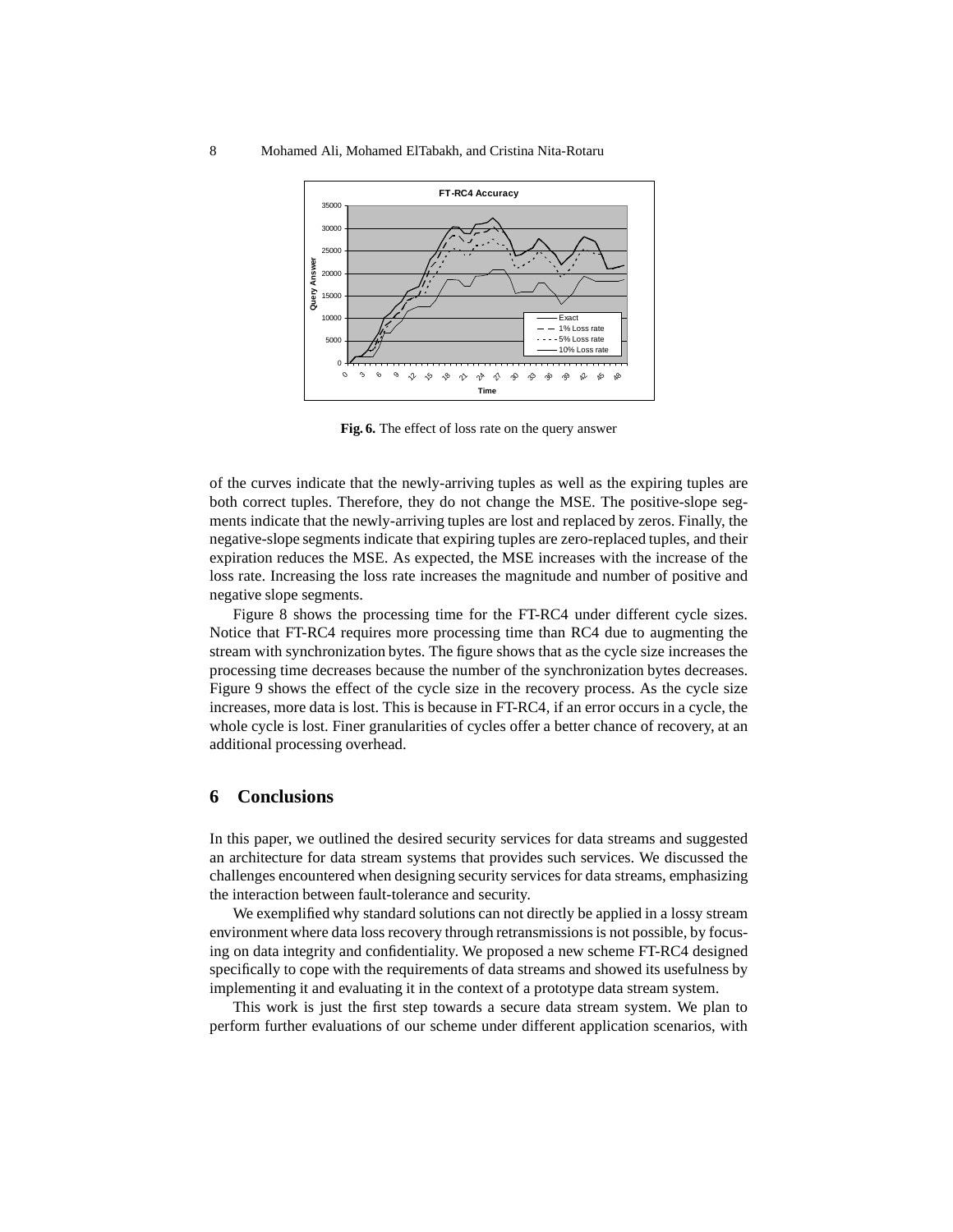**Fig. 6.** The effect of loss rate on the query answer

of the curves indicate that the newly-arriving tuples as well as the expiring tuples are both correct tuples. Therefore, they do not change the MSE. The positive-slope segments indicate that the newly-arriving tuples are lost and replaced by zeros. Finally, the negative-slope segments indicate that expiring tuples are zero-replaced tuples, and their expiration reduces the MSE. As expected, the MSE increases with the increase of the loss rate. Increasing the loss rate increases the magnitude and number of positive and negative slope segments.

Figure 8 shows the processing time for the FT-RC4 under different cycle sizes. Notice that FT-RC4 requires more processing time than RC4 due to augmenting the stream with synchronization bytes. The figure shows that as the cycle size increases the processing time decreases because the number of the synchronization bytes decreases. Figure 9 shows the effect of the cycle size in the recovery process. As the cycle size increases, more data is lost. This is because in FT-RC4, if an error occurs in a cycle, the whole cycle is lost. Finer granularities of cycles offer a better chance of recovery, at an additional processing overhead.

## 6 Conclusions

In this paper, we outlined the desired security services for data streams and suggested an architecture for data stream systems that provides such services. We discussed the challenges encountered when designing security services for data streams, emphasizing the interaction between fault-tolerance and security.

We exemplified why standard solutions can not directly be applied in a lossy stream environment where data loss recovery through retransmissions is not possible, by focusing on data integrity and confidentiality. We proposed a new scheme FT-RC4 designed specifically to cope with the requirements of data streams and showed its usefulness by implementing it and evaluating it in the context of a prototype data stream system.

This work is just the first step towards a secure data stream system. We plan to perform further evaluations of our scheme under different application scenarios, with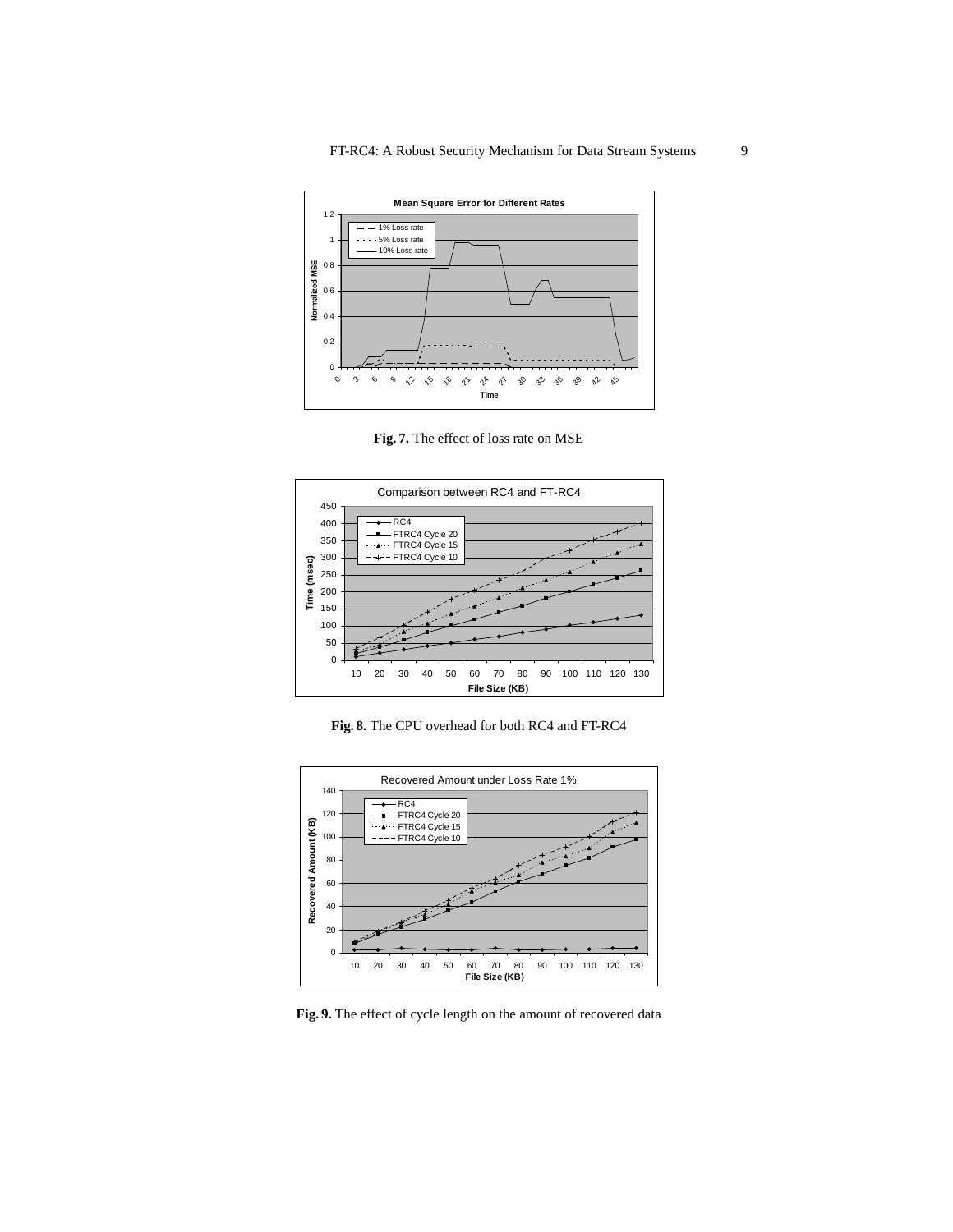**Fig. 7.** The effect of loss rate on MSE

**Fig. 8.** The CPU overhead for both RC4 and FT-RC4

**Fig. 9.** The effect of cycle length on the amount of recovered data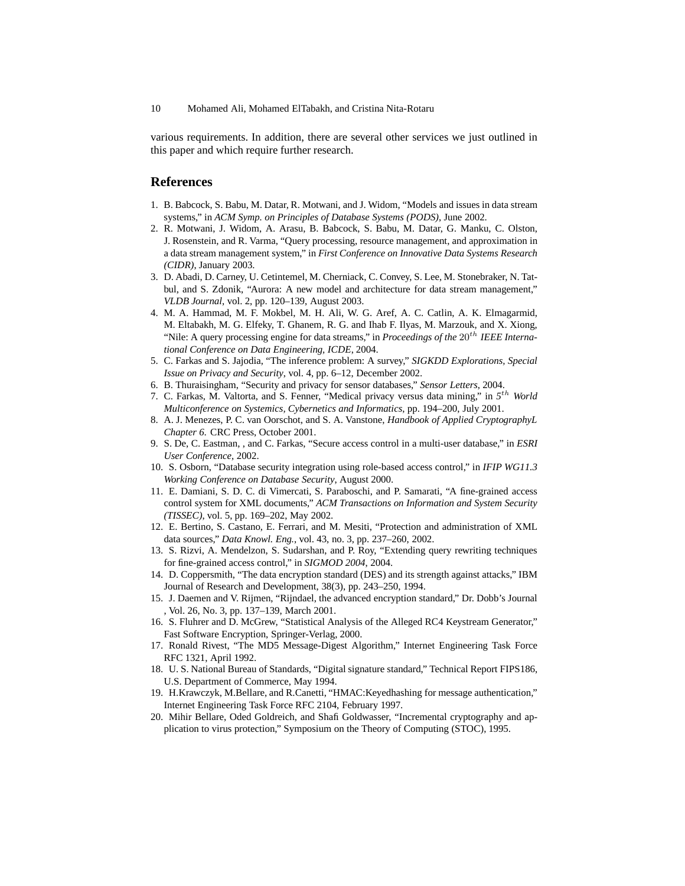various requirements. In addition, there are several other services we just outlined in this paper and which require further research.

## References

1. B. Babcock, S. Babu, M. Datar, R. Motwani, and J. Widom, "Models and issues in data stream systems," in *ACM Symp. on Principles of Database Systems (PODS)*, June 2002.
2. R. Motwani, J. Widom, A. Arasu, B. Babcock, S. Babu, M. Datar, G. Manku, C. Olston, J. Rosenstein, and R. Varma, "Query processing, resource management, and approximation in a data stream management system," in *First Conference on Innovative Data Systems Research (CIDR)*, January 2003.
3. D. Abadi, D. Carney, U. Cetintemel, M. Cherniack, C. Convey, S. Lee, M. Stonebraker, N. Tatbul, and S. Zdonik, "Aurora: A new model and architecture for data stream management," *VLDB Journal*, vol. 2, pp. 120–139, August 2003.
4. M. A. Hammad, M. F. Mokbel, M. H. Ali, W. G. Aref, A. C. Catlin, A. K. Elmagarmid, M. Eltabakh, M. G. Elfeky, T. Ghanem, R. G. and Ihab F. Ilyas, M. Marzouk, and X. Xiong, "Nile: A query processing engine for data streams," in *Proceedings of the* $20^{th}$ *IEEE International Conference on Data Engineering, ICDE*, 2004.
5. C. Farkas and S. Jajodia, "The inference problem: A survey," *SIGKDD Explorations, Special Issue on Privacy and Security*, vol. 4, pp. 6–12, December 2002.
6. B. Thuraisingham, "Security and privacy for sensor databases," *Sensor Letters*, 2004.
7. C. Farkas, M. Valtorta, and S. Fenner, "Medical privacy versus data mining," in *$5^{th}$ World Multiconference on Systemics, Cybernetics and Informatics*, pp. 194–200, July 2001.
8. A. J. Menezes, P. C. van Oorschot, and S. A. Vanstone, *Handbook of Applied CryptographyL Chapter 6.* CRC Press, October 2001.
9. S. De, C. Eastman, , and C. Farkas, "Secure access control in a multi-user database," in *ESRI User Conference*, 2002.
10. S. Osborn, "Database security integration using role-based access control," in *IFIP WG11.3 Working Conference on Database Security*, August 2000.
11. E. Damiani, S. D. C. di Vimercati, S. Paraboschi, and P. Samarati, "A fine-grained access control system for XML documents," *ACM Transactions on Information and System Security (TISSEC)*, vol. 5, pp. 169–202, May 2002.
12. E. Bertino, S. Castano, E. Ferrari, and M. Mesiti, "Protection and administration of XML data sources," *Data Knowl. Eng.*, vol. 43, no. 3, pp. 237–260, 2002.
13. S. Rizvi, A. Mendelzon, S. Sudarshan, and P. Roy, "Extending query rewriting techniques for fine-grained access control," in *SIGMOD 2004*, 2004.
14. D. Coppersmith, "The data encryption standard (DES) and its strength against attacks," IBM Journal of Research and Development, 38(3), pp. 243–250, 1994.
15. J. Daemen and V. Rijmen, "Rijndael, the advanced encryption standard," Dr. Dobb's Journal , Vol. 26, No. 3, pp. 137–139, March 2001.
16. S. Fluhrer and D. McGrew, "Statistical Analysis of the Alleged RC4 Keystream Generator," Fast Software Encryption, Springer-Verlag, 2000.
17. Ronald Rivest, "The MD5 Message-Digest Algorithm," Internet Engineering Task Force RFC 1321, April 1992.
18. U. S. National Bureau of Standards, "Digital signature standard," Technical Report FIPS186, U.S. Department of Commerce, May 1994.
19. H.Krawczyk, M.Bellare, and R.Canetti, "HMAC:Keyedhashing for message authentication," Internet Engineering Task Force RFC 2104, February 1997.
20. Mihir Bellare, Oded Goldreich, and Shafi Goldwasser, "Incremental cryptography and application to virus protection," Symposium on the Theory of Computing (STOC), 1995.